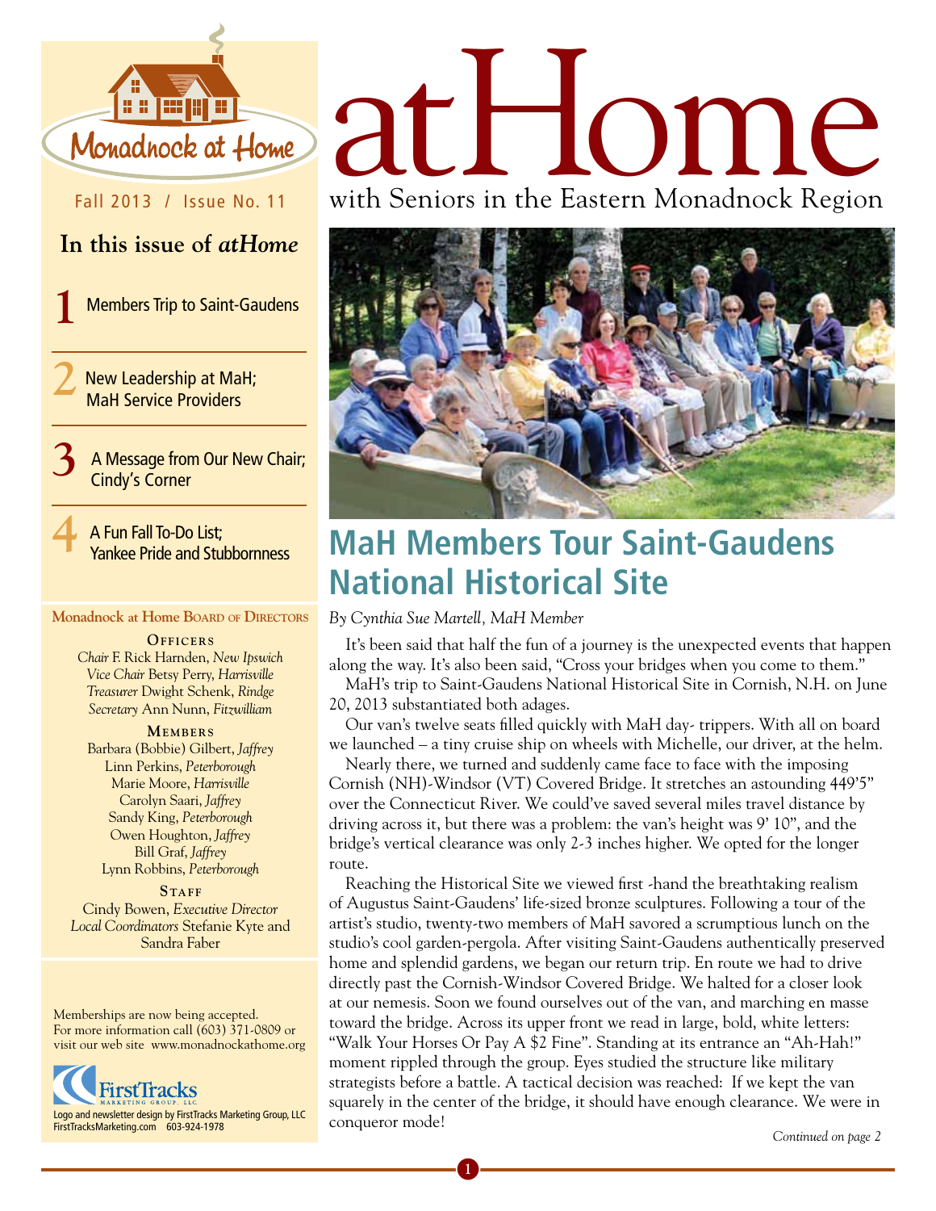Monadnock at Home

Fall 2013 / Issue No. 11

# atHome

with Seniors in the Eastern Monadnock Region

## In this issue of *atHome*

1. Members Trip to Saint-Gaudens
2. New Leadership at MaH; MaH Service Providers
3. A Message from Our New Chair; Cindy's Corner
4. A Fun Fall To-Do List; Yankee Pride and Stubbornness

**Monadnock at Home Board of Directors**

**Officers**

*Chair* F. Rick Harnden, *New Ipswich*
*Vice Chair* Betsy Perry, *Harrisville*
*Treasurer* Dwight Schenk, *Rindge*
*Secretary* Ann Nunn, *Fitzwilliam*

**Members**

Barbara (Bobbie) Gilbert, *Jaffrey*
Linn Perkins, *Peterborough*
Marie Moore, *Harrisville*
Carolyn Saari, *Jaffrey*
Sandy King, *Peterborough*
Owen Houghton, *Jaffrey*
Bill Graf, *Jaffrey*
Lynn Robbins, *Peterborough*

**Staff**

Cindy Bowen, *Executive Director*
*Local Coordinators* Stefanie Kyte and Sandra Faber

Memberships are now being accepted. For more information call (603) 371-0809 or visit our web site www.monadnockathome.org

FirstTracks Marketing Group, LLC
Logo and newsletter design by FirstTracks Marketing Group, LLC
FirstTracksMarketing.com 603-924-1978

## MaH Members Tour Saint-Gaudens National Historical Site

*By Cynthia Sue Martell, MaH Member*

It's been said that half the fun of a journey is the unexpected events that happen along the way. It's also been said, "Cross your bridges when you come to them."

MaH's trip to Saint-Gaudens National Historical Site in Cornish, N.H. on June 20, 2013 substantiated both adages.

Our van's twelve seats filled quickly with MaH day- trippers. With all on board we launched – a tiny cruise ship on wheels with Michelle, our driver, at the helm.

Nearly there, we turned and suddenly came face to face with the imposing Cornish (NH)-Windsor (VT) Covered Bridge. It stretches an astounding 449'5" over the Connecticut River. We could've saved several miles travel distance by driving across it, but there was a problem: the van's height was 9' 10", and the bridge's vertical clearance was only 2-3 inches higher. We opted for the longer route.

Reaching the Historical Site we viewed first -hand the breathtaking realism of Augustus Saint-Gaudens' life-sized bronze sculptures. Following a tour of the artist's studio, twenty-two members of MaH savored a scrumptious lunch on the studio's cool garden-pergola. After visiting Saint-Gaudens authentically preserved home and splendid gardens, we began our return trip. En route we had to drive directly past the Cornish-Windsor Covered Bridge. We halted for a closer look at our nemesis. Soon we found ourselves out of the van, and marching en masse toward the bridge. Across its upper front we read in large, bold, white letters: "Walk Your Horses Or Pay A $2 Fine". Standing at its entrance an "Ah-Hah!" moment rippled through the group. Eyes studied the structure like military strategists before a battle. A tactical decision was reached: If we kept the van squarely in the center of the bridge, it should have enough clearance. We were in conqueror mode!

*Continued on page 2*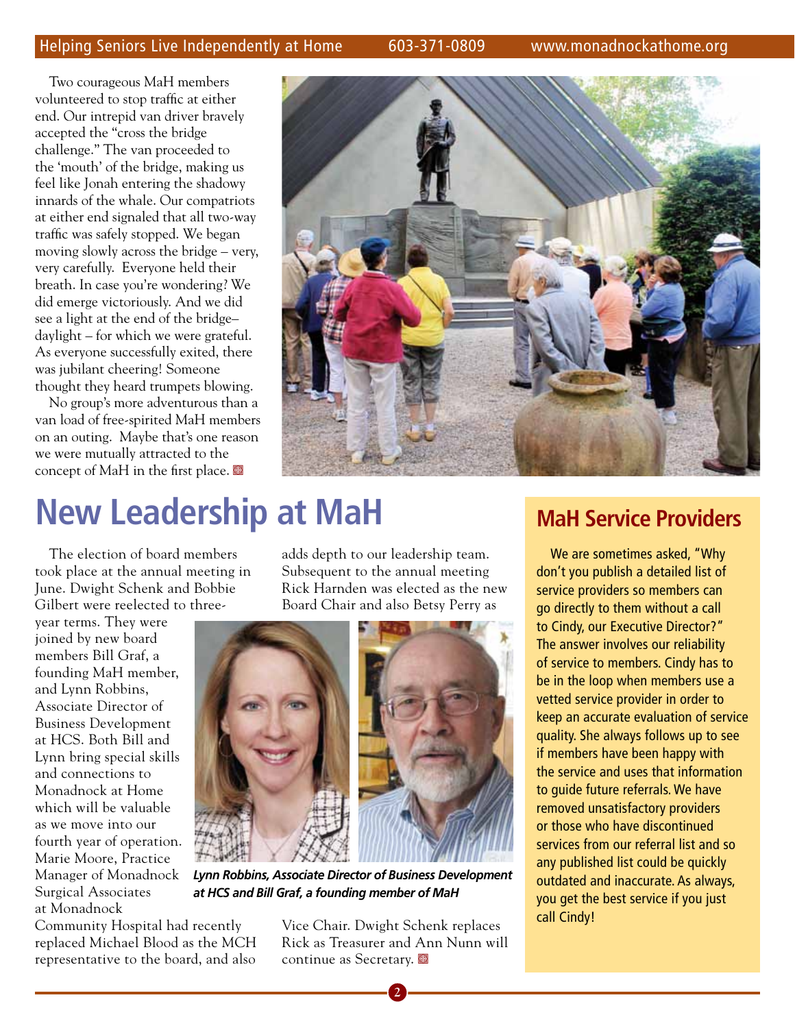Two courageous MaH members volunteered to stop traffic at either end. Our intrepid van driver bravely accepted the "cross the bridge challenge." The van proceeded to the 'mouth' of the bridge, making us feel like Jonah entering the shadowy innards of the whale. Our compatriots at either end signaled that all two-way traffic was safely stopped. We began moving slowly across the bridge – very, very carefully. Everyone held their breath. In case you're wondering? We did emerge victoriously. And we did see a light at the end of the bridge– daylight – for which we were grateful. As everyone successfully exited, there was jubilant cheering! Someone thought they heard trumpets blowing.

No group's more adventurous than a van load of free-spirited MaH members on an outing. Maybe that's one reason we were mutually attracted to the concept of MaH in the first place.

# New Leadership at MaH

The election of board members took place at the annual meeting in June. Dwight Schenk and Bobbie Gilbert were reelected to three-year terms. They were joined by new board members Bill Graf, a founding MaH member, and Lynn Robbins, Associate Director of Business Development at HCS. Both Bill and Lynn bring special skills and connections to Monadnock at Home which will be valuable as we move into our fourth year of operation. Marie Moore, Practice Manager of Monadnock Surgical Associates at Monadnock Community Hospital had recently replaced Michael Blood as the MCH representative to the board, and also adds depth to our leadership team. Subsequent to the annual meeting Rick Harnden was elected as the new Board Chair and also Betsy Perry as Vice Chair. Dwight Schenk replaces Rick as Treasurer and Ann Nunn will continue as Secretary.

***Lynn Robbins, Associate Director of Business Development at HCS and Bill Graf, a founding member of MaH***

## MaH Service Providers

We are sometimes asked, "Why don't you publish a detailed list of service providers so members can go directly to them without a call to Cindy, our Executive Director?" The answer involves our reliability of service to members. Cindy has to be in the loop when members use a vetted service provider in order to keep an accurate evaluation of service quality. She always follows up to see if members have been happy with the service and uses that information to guide future referrals. We have removed unsatisfactory providers or those who have discontinued services from our referral list and so any published list could be quickly outdated and inaccurate. As always, you get the best service if you just call Cindy!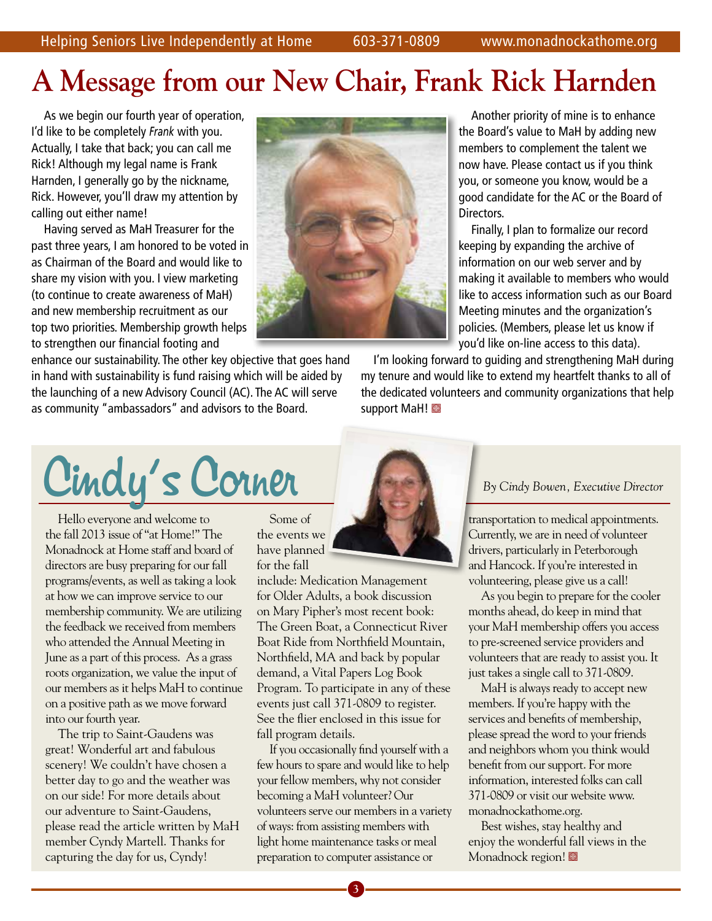# A Message from our New Chair, Frank Rick Harnden

As we begin our fourth year of operation, I'd like to be completely *Frank* with you. Actually, I take that back; you can call me Rick! Although my legal name is Frank Harnden, I generally go by the nickname, Rick. However, you'll draw my attention by calling out either name!

Having served as MaH Treasurer for the past three years, I am honored to be voted in as Chairman of the Board and would like to share my vision with you. I view marketing (to continue to create awareness of MaH) and new membership recruitment as our top two priorities. Membership growth helps to strengthen our financial footing and enhance our sustainability. The other key objective that goes hand in hand with sustainability is fund raising which will be aided by the launching of a new Advisory Council (AC). The AC will serve as community "ambassadors" and advisors to the Board.

Another priority of mine is to enhance the Board's value to MaH by adding new members to complement the talent we now have. Please contact us if you think you, or someone you know, would be a good candidate for the AC or the Board of Directors.

Finally, I plan to formalize our record keeping by expanding the archive of information on our web server and by making it available to members who would like to access information such as our Board Meeting minutes and the organization's policies. (Members, please let us know if you'd like on-line access to this data).

I'm looking forward to guiding and strengthening MaH during my tenure and would like to extend my heartfelt thanks to all of the dedicated volunteers and community organizations that help support MaH!

# Cindy's Corner

*By Cindy Bowen, Executive Director*

Hello everyone and welcome to the fall 2013 issue of "at Home!" The Monadnock at Home staff and board of directors are busy preparing for our fall programs/events, as well as taking a look at how we can improve service to our membership community. We are utilizing the feedback we received from members who attended the Annual Meeting in June as a part of this process. As a grass roots organization, we value the input of our members as it helps MaH to continue on a positive path as we move forward into our fourth year.

The trip to Saint-Gaudens was great! Wonderful art and fabulous scenery! We couldn't have chosen a better day to go and the weather was on our side! For more details about our adventure to Saint-Gaudens, please read the article written by MaH member Cyndy Martell. Thanks for capturing the day for us, Cyndy!

Some of the events we have planned for the fall include: Medication Management for Older Adults, a book discussion on Mary Pipher's most recent book: The Green Boat, a Connecticut River Boat Ride from Northfield Mountain, Northfield, MA and back by popular demand, a Vital Papers Log Book Program. To participate in any of these events just call 371-0809 to register. See the flier enclosed in this issue for fall program details.

If you occasionally find yourself with a few hours to spare and would like to help your fellow members, why not consider becoming a MaH volunteer? Our volunteers serve our members in a variety of ways: from assisting members with light home maintenance tasks or meal preparation to computer assistance or transportation to medical appointments. Currently, we are in need of volunteer drivers, particularly in Peterborough and Hancock. If you're interested in volunteering, please give us a call!

As you begin to prepare for the cooler months ahead, do keep in mind that your MaH membership offers you access to pre-screened service providers and volunteers that are ready to assist you. It just takes a single call to 371-0809.

MaH is always ready to accept new members. If you're happy with the services and benefits of membership, please spread the word to your friends and neighbors whom you think would benefit from our support. For more information, interested folks can call 371-0809 or visit our website www.monadnockathome.org.

Best wishes, stay healthy and enjoy the wonderful fall views in the Monadnock region!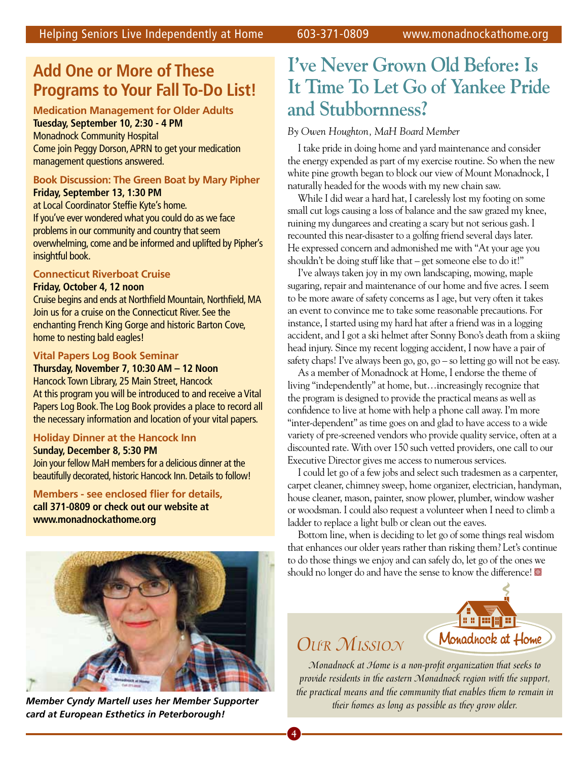## Add One or More of These Programs to Your Fall To-Do List!

**Medication Management for Older Adults**
**Tuesday, September 10, 2:30 - 4 PM**
Monadnock Community Hospital
Come join Peggy Dorson, APRN to get your medication management questions answered.

**Book Discussion: The Green Boat by Mary Pipher**
**Friday, September 13, 1:30 PM**
at Local Coordinator Steffie Kyte's home.
If you've ever wondered what you could do as we face problems in our community and country that seem overwhelming, come and be informed and uplifted by Pipher's insightful book.

**Connecticut Riverboat Cruise**
**Friday, October 4, 12 noon**
Cruise begins and ends at Northfield Mountain, Northfield, MA
Join us for a cruise on the Connecticut River. See the enchanting French King Gorge and historic Barton Cove, home to nesting bald eagles!

**Vital Papers Log Book Seminar**
**Thursday, November 7, 10:30 AM – 12 Noon**
Hancock Town Library, 25 Main Street, Hancock
At this program you will be introduced to and receive a Vital Papers Log Book. The Log Book provides a place to record all the necessary information and location of your vital papers.

**Holiday Dinner at the Hancock Inn**
**Sunday, December 8, 5:30 PM**
Join your fellow MaH members for a delicious dinner at the beautifully decorated, historic Hancock Inn. Details to follow!

**Members - see enclosed flier for details, call 371-0809 or check out our website at www.monadnockathome.org**

*Member Cyndy Martell uses her Member Supporter card at European Esthetics in Peterborough!*

# I've Never Grown Old Before: Is It Time To Let Go of Yankee Pride and Stubbornness?

*By Owen Houghton, MaH Board Member*

I take pride in doing home and yard maintenance and consider the energy expended as part of my exercise routine. So when the new white pine growth began to block our view of Mount Monadnock, I naturally headed for the woods with my new chain saw.

While I did wear a hard hat, I carelessly lost my footing on some small cut logs causing a loss of balance and the saw grazed my knee, ruining my dungarees and creating a scary but not serious gash. I recounted this near-disaster to a golfing friend several days later. He expressed concern and admonished me with "At your age you shouldn't be doing stuff like that – get someone else to do it!"

I've always taken joy in my own landscaping, mowing, maple sugaring, repair and maintenance of our home and five acres. I seem to be more aware of safety concerns as I age, but very often it takes an event to convince me to take some reasonable precautions. For instance, I started using my hard hat after a friend was in a logging accident, and I got a ski helmet after Sonny Bono's death from a skiing head injury. Since my recent logging accident, I now have a pair of safety chaps! I've always been go, go, go – so letting go will not be easy.

As a member of Monadnock at Home, I endorse the theme of living "independently" at home, but…increasingly recognize that the program is designed to provide the practical means as well as confidence to live at home with help a phone call away. I'm more "inter-dependent" as time goes on and glad to have access to a wide variety of pre-screened vendors who provide quality service, often at a discounted rate. With over 150 such vetted providers, one call to our Executive Director gives me access to numerous services.

I could let go of a few jobs and select such tradesmen as a carpenter, carpet cleaner, chimney sweep, home organizer, electrician, handyman, house cleaner, mason, painter, snow plower, plumber, window washer or woodsman. I could also request a volunteer when I need to climb a ladder to replace a light bulb or clean out the eaves.

Bottom line, when is deciding to let go of some things real wisdom that enhances our older years rather than risking them? Let's continue to do those things we enjoy and can safely do, let go of the ones we should no longer do and have the sense to know the difference!

## *Our Mission*

Monadnock at Home

*Monadnock at Home is a non-profit organization that seeks to provide residents in the eastern Monadnock region with the support, the practical means and the community that enables them to remain in their homes as long as possible as they grow older.*